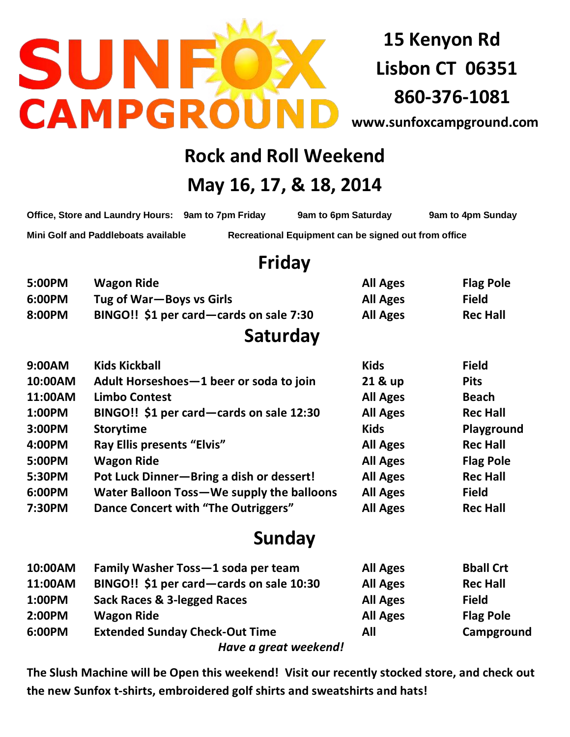# SUNFOX CAMPGROUND

**15 Kenyon Rd**
**Lisbon CT 06351**
**860-376-1081**
**www.sunfoxcampground.com**

## Rock and Roll Weekend
## May 16, 17, & 18, 2014

**Office, Store and Laundry Hours:** 9am to 7pm Friday | 9am to 6pm Saturday | 9am to 4pm Sunday

**Mini Golf and Paddleboats available** | **Recreational Equipment can be signed out from office**

### Friday

| | | | |
|---|---|---|---|
| 5:00PM | Wagon Ride | All Ages | Flag Pole |
| 6:00PM | Tug of War—Boys vs Girls | All Ages | Field |
| 8:00PM | BINGO!! $1 per card—cards on sale 7:30 | All Ages | Rec Hall |

### Saturday

| | | | |
|---|---|---|---|
| 9:00AM | Kids Kickball | Kids | Field |
| 10:00AM | Adult Horseshoes—1 beer or soda to join | 21 & up | Pits |
| 11:00AM | Limbo Contest | All Ages | Beach |
| 1:00PM | BINGO!! $1 per card—cards on sale 12:30 | All Ages | Rec Hall |
| 3:00PM | Storytime | Kids | Playground |
| 4:00PM | Ray Ellis presents "Elvis" | All Ages | Rec Hall |
| 5:00PM | Wagon Ride | All Ages | Flag Pole |
| 5:30PM | Pot Luck Dinner—Bring a dish or dessert! | All Ages | Rec Hall |
| 6:00PM | Water Balloon Toss—We supply the balloons | All Ages | Field |
| 7:30PM | Dance Concert with "The Outriggers" | All Ages | Rec Hall |

### Sunday

| | | | |
|---|---|---|---|
| 10:00AM | Family Washer Toss—1 soda per team | All Ages | Bball Crt |
| 11:00AM | BINGO!! $1 per card—cards on sale 10:30 | All Ages | Rec Hall |
| 1:00PM | Sack Races & 3-legged Races | All Ages | Field |
| 2:00PM | Wagon Ride | All Ages | Flag Pole |
| 6:00PM | Extended Sunday Check-Out Time | All | Campground |

*Have a great weekend!*

**The Slush Machine will be Open this weekend! Visit our recently stocked store, and check out the new Sunfox t-shirts, embroidered golf shirts and sweatshirts and hats!**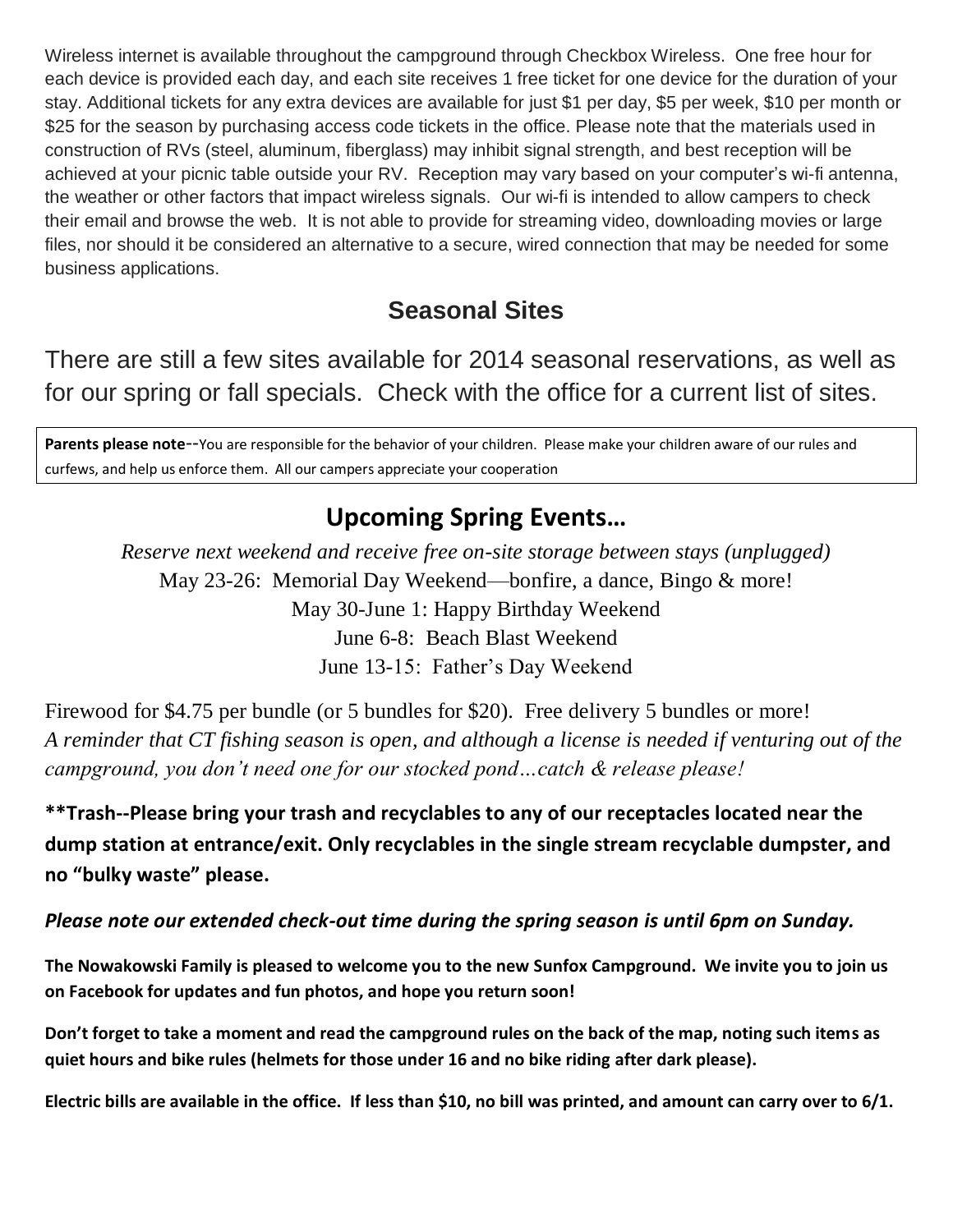Wireless internet is available throughout the campground through Checkbox Wireless. One free hour for each device is provided each day, and each site receives 1 free ticket for one device for the duration of your stay. Additional tickets for any extra devices are available for just $1 per day, $5 per week, $10 per month or $25 for the season by purchasing access code tickets in the office. Please note that the materials used in construction of RVs (steel, aluminum, fiberglass) may inhibit signal strength, and best reception will be achieved at your picnic table outside your RV. Reception may vary based on your computer's wi-fi antenna, the weather or other factors that impact wireless signals. Our wi-fi is intended to allow campers to check their email and browse the web. It is not able to provide for streaming video, downloading movies or large files, nor should it be considered an alternative to a secure, wired connection that may be needed for some business applications.

## Seasonal Sites

There are still a few sites available for 2014 seasonal reservations, as well as for our spring or fall specials. Check with the office for a current list of sites.

**Parents please note**--You are responsible for the behavior of your children. Please make your children aware of our rules and curfews, and help us enforce them. All our campers appreciate your cooperation

## Upcoming Spring Events…

*Reserve next weekend and receive free on-site storage between stays (unplugged)*

May 23-26: Memorial Day Weekend—bonfire, a dance, Bingo & more!

May 30-June 1: Happy Birthday Weekend

June 6-8: Beach Blast Weekend

June 13-15: Father's Day Weekend

Firewood for $4.75 per bundle (or 5 bundles for $20). Free delivery 5 bundles or more!
*A reminder that CT fishing season is open, and although a license is needed if venturing out of the campground, you don't need one for our stocked pond…catch & release please!*

**\*\*Trash--Please bring your trash and recyclables to any of our receptacles located near the dump station at entrance/exit. Only recyclables in the single stream recyclable dumpster, and no "bulky waste" please.**

***Please note our extended check-out time during the spring season is until 6pm on Sunday.***

**The Nowakowski Family is pleased to welcome you to the new Sunfox Campground. We invite you to join us on Facebook for updates and fun photos, and hope you return soon!**

**Don't forget to take a moment and read the campground rules on the back of the map, noting such items as quiet hours and bike rules (helmets for those under 16 and no bike riding after dark please).**

**Electric bills are available in the office. If less than $10, no bill was printed, and amount can carry over to 6/1.**